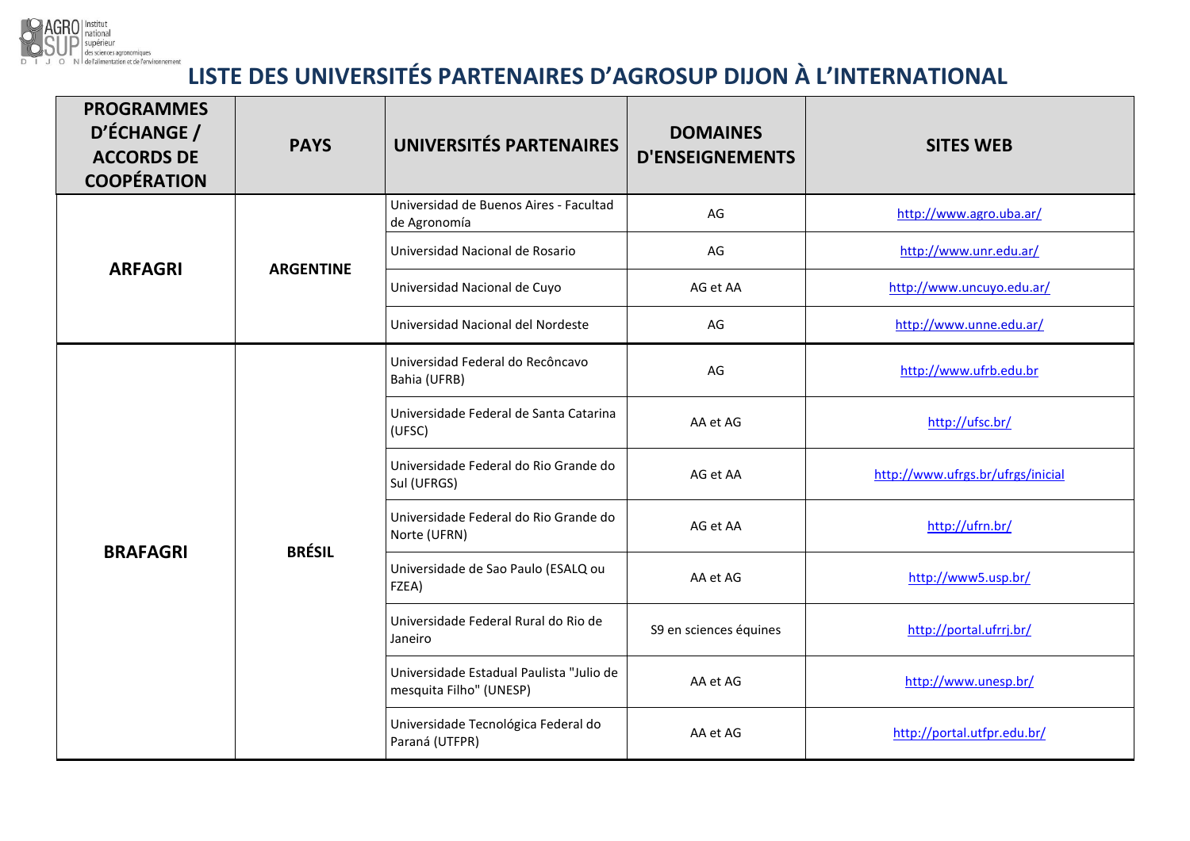# LISTE DES UNIVERSITÉS PARTENAIRES D'AGROSUP DIJON À L'INTERNATIONAL

| PROGRAMMES D'ÉCHANGE / ACCORDS DE COOPÉRATION | PAYS | UNIVERSITÉS PARTENAIRES | DOMAINES D'ENSEIGNEMENTS | SITES WEB |
|---|---|---|---|---|
| **ARFAGRI** | **ARGENTINE** | Universidad de Buenos Aires - Facultad de Agronomía | AG | http://www.agro.uba.ar/ |
| | | Universidad Nacional de Rosario | AG | http://www.unr.edu.ar/ |
| | | Universidad Nacional de Cuyo | AG et AA | http://www.uncuyo.edu.ar/ |
| | | Universidad Nacional del Nordeste | AG | http://www.unne.edu.ar/ |
| **BRAFAGRI** | **BRÉSIL** | Universidad Federal do Recôncavo Bahia (UFRB) | AG | http://www.ufrb.edu.br |
| | | Universidade Federal de Santa Catarina (UFSC) | AA et AG | http://ufsc.br/ |
| | | Universidade Federal do Rio Grande do Sul (UFRGS) | AG et AA | http://www.ufrgs.br/ufrgs/inicial |
| | | Universidade Federal do Rio Grande do Norte (UFRN) | AG et AA | http://ufrn.br/ |
| | | Universidade de Sao Paulo (ESALQ ou FZEA) | AA et AG | http://www5.usp.br/ |
| | | Universidade Federal Rural do Rio de Janeiro | S9 en sciences équines | http://portal.ufrrj.br/ |
| | | Universidade Estadual Paulista "Julio de mesquita Filho" (UNESP) | AA et AG | http://www.unesp.br/ |
| | | Universidade Tecnológica Federal do Paraná (UTFPR) | AA et AG | http://portal.utfpr.edu.br/ |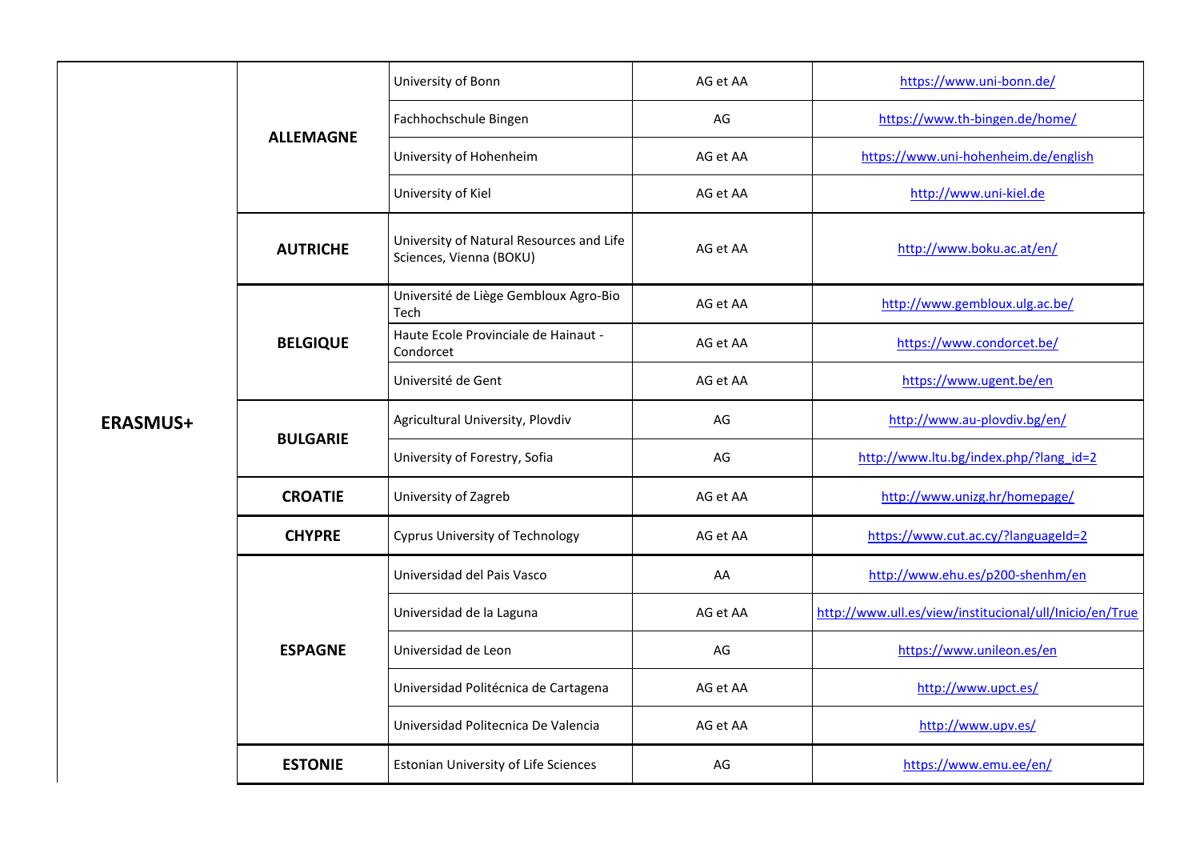| | | | | |
|---|---|---|---|---|
| **ERASMUS+** | **ALLEMAGNE** | University of Bonn | AG et AA | https://www.uni-bonn.de/ |
| | | Fachhochschule Bingen | AG | https://www.th-bingen.de/home/ |
| | | University of Hohenheim | AG et AA | https://www.uni-hohenheim.de/english |
| | | University of Kiel | AG et AA | http://www.uni-kiel.de |
| | **AUTRICHE** | University of Natural Resources and Life Sciences, Vienna (BOKU) | AG et AA | http://www.boku.ac.at/en/ |
| | **BELGIQUE** | Université de Liège Gembloux Agro-Bio Tech | AG et AA | http://www.gembloux.ulg.ac.be/ |
| | | Haute Ecole Provinciale de Hainaut - Condorcet | AG et AA | https://www.condorcet.be/ |
| | | Université de Gent | AG et AA | https://www.ugent.be/en |
| | **BULGARIE** | Agricultural University, Plovdiv | AG | http://www.au-plovdiv.bg/en/ |
| | | University of Forestry, Sofia | AG | http://www.ltu.bg/index.php/?lang_id=2 |
| | **CROATIE** | University of Zagreb | AG et AA | http://www.unizg.hr/homepage/ |
| | **CHYPRE** | Cyprus University of Technology | AG et AA | https://www.cut.ac.cy/?languageId=2 |
| | **ESPAGNE** | Universidad del Pais Vasco | AA | http://www.ehu.es/p200-shenhm/en |
| | | Universidad de la Laguna | AG et AA | http://www.ull.es/view/institucional/ull/Inicio/en/True |
| | | Universidad de Leon | AG | https://www.unileon.es/en |
| | | Universidad Politécnica de Cartagena | AG et AA | http://www.upct.es/ |
| | | Universidad Politecnica De Valencia | AG et AA | http://www.upv.es/ |
| | **ESTONIE** | Estonian University of Life Sciences | AG | https://www.emu.ee/en/ |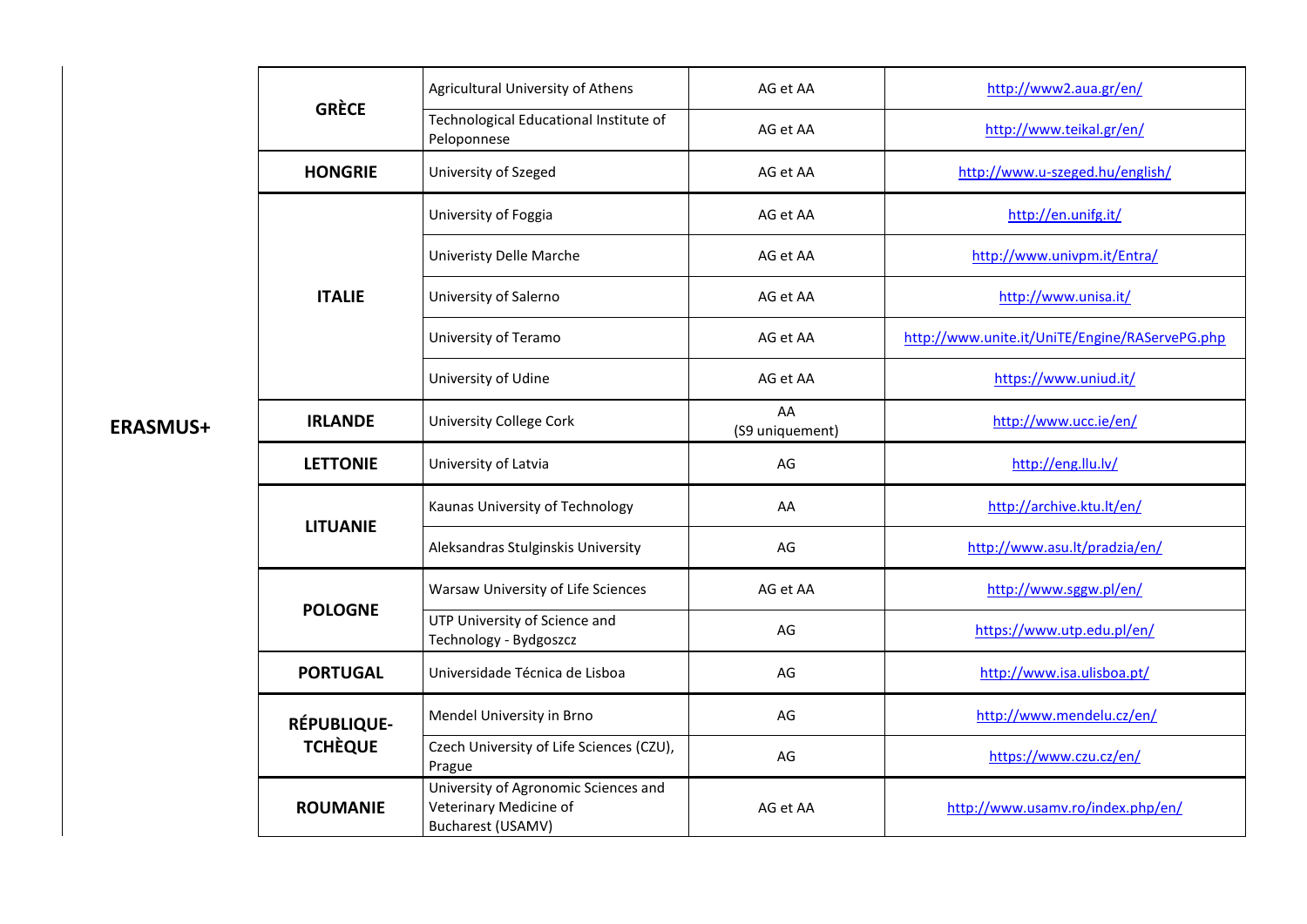| | | | | |
|---|---|---|---|---|
| ERASMUS+ | GRÈCE | Agricultural University of Athens | AG et AA | http://www2.aua.gr/en/ |
| | | Technological Educational Institute of Peloponnese | AG et AA | http://www.teikal.gr/en/ |
| | HONGRIE | University of Szeged | AG et AA | http://www.u-szeged.hu/english/ |
| | ITALIE | University of Foggia | AG et AA | http://en.unifg.it/ |
| | | Univeristy Delle Marche | AG et AA | http://www.univpm.it/Entra/ |
| | | University of Salerno | AG et AA | http://www.unisa.it/ |
| | | University of Teramo | AG et AA | http://www.unite.it/UniTE/Engine/RAServePG.php |
| | | University of Udine | AG et AA | https://www.uniud.it/ |
| | IRLANDE | University College Cork | AA (S9 uniquement) | http://www.ucc.ie/en/ |
| | LETTONIE | University of Latvia | AG | http://eng.llu.lv/ |
| | LITUANIE | Kaunas University of Technology | AA | http://archive.ktu.lt/en/ |
| | | Aleksandras Stulginskis University | AG | http://www.asu.lt/pradzia/en/ |
| | POLOGNE | Warsaw University of Life Sciences | AG et AA | http://www.sggw.pl/en/ |
| | | UTP University of Science and Technology - Bydgoszcz | AG | https://www.utp.edu.pl/en/ |
| | PORTUGAL | Universidade Técnica de Lisboa | AG | http://www.isa.ulisboa.pt/ |
| | RÉPUBLIQUE-TCHÈQUE | Mendel University in Brno | AG | http://www.mendelu.cz/en/ |
| | | Czech University of Life Sciences (CZU), Prague | AG | https://www.czu.cz/en/ |
| | ROUMANIE | University of Agronomic Sciences and Veterinary Medicine of Bucharest (USAMV) | AG et AA | http://www.usamv.ro/index.php/en/ |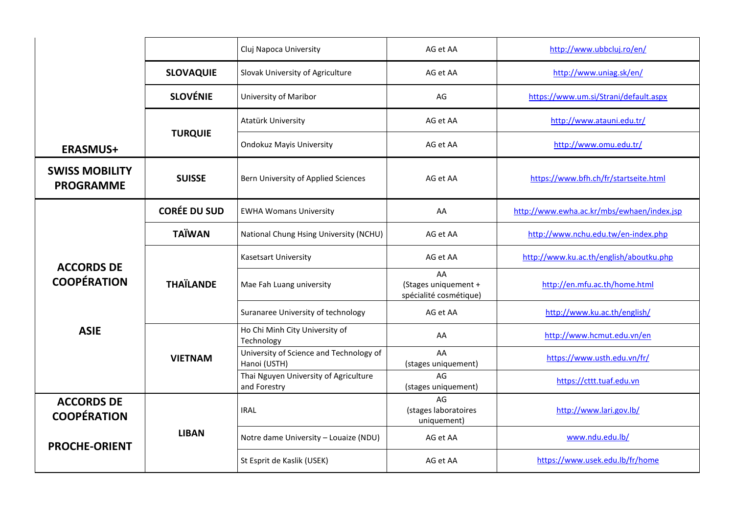| | | | | |
|---|---|---|---|---|
| ERASMUS+ | | Cluj Napoca University | AG et AA | http://www.ubbcluj.ro/en/ |
| | **SLOVAQUIE** | Slovak University of Agriculture | AG et AA | http://www.uniag.sk/en/ |
| | **SLOVÉNIE** | University of Maribor | AG | https://www.um.si/Strani/default.aspx |
| | **TURQUIE** | Atatürk University | AG et AA | http://www.atauni.edu.tr/ |
| | | Ondokuz Mayis University | AG et AA | http://www.omu.edu.tr/ |
| **SWISS MOBILITY PROGRAMME** | **SUISSE** | Bern University of Applied Sciences | AG et AA | https://www.bfh.ch/fr/startseite.html |
| **ACCORDS DE COOPÉRATION ASIE** | **CORÉE DU SUD** | EWHA Womans University | AA | http://www.ewha.ac.kr/mbs/ewhaen/index.jsp |
| | **TAÏWAN** | National Chung Hsing University (NCHU) | AG et AA | http://www.nchu.edu.tw/en-index.php |
| | **THAÏLANDE** | Kasetsart University | AG et AA | http://www.ku.ac.th/english/aboutku.php |
| | | Mae Fah Luang university | AA (Stages uniquement + spécialité cosmétique) | http://en.mfu.ac.th/home.html |
| | | Suranaree University of technology | AG et AA | http://www.ku.ac.th/english/ |
| | **VIETNAM** | Ho Chi Minh City University of Technology | AA | http://www.hcmut.edu.vn/en |
| | | University of Science and Technology of Hanoi (USTH) | AA (stages uniquement) | https://www.usth.edu.vn/fr/ |
| | | Thai Nguyen University of Agriculture and Forestry | AG (stages uniquement) | https://cttt.tuaf.edu.vn |
| **ACCORDS DE COOPÉRATION PROCHE-ORIENT** | **LIBAN** | IRAL | AG (stages laboratoires uniquement) | http://www.lari.gov.lb/ |
| | | Notre dame University – Louaize (NDU) | AG et AA | www.ndu.edu.lb/ |
| | | St Esprit de Kaslik (USEK) | AG et AA | https://www.usek.edu.lb/fr/home |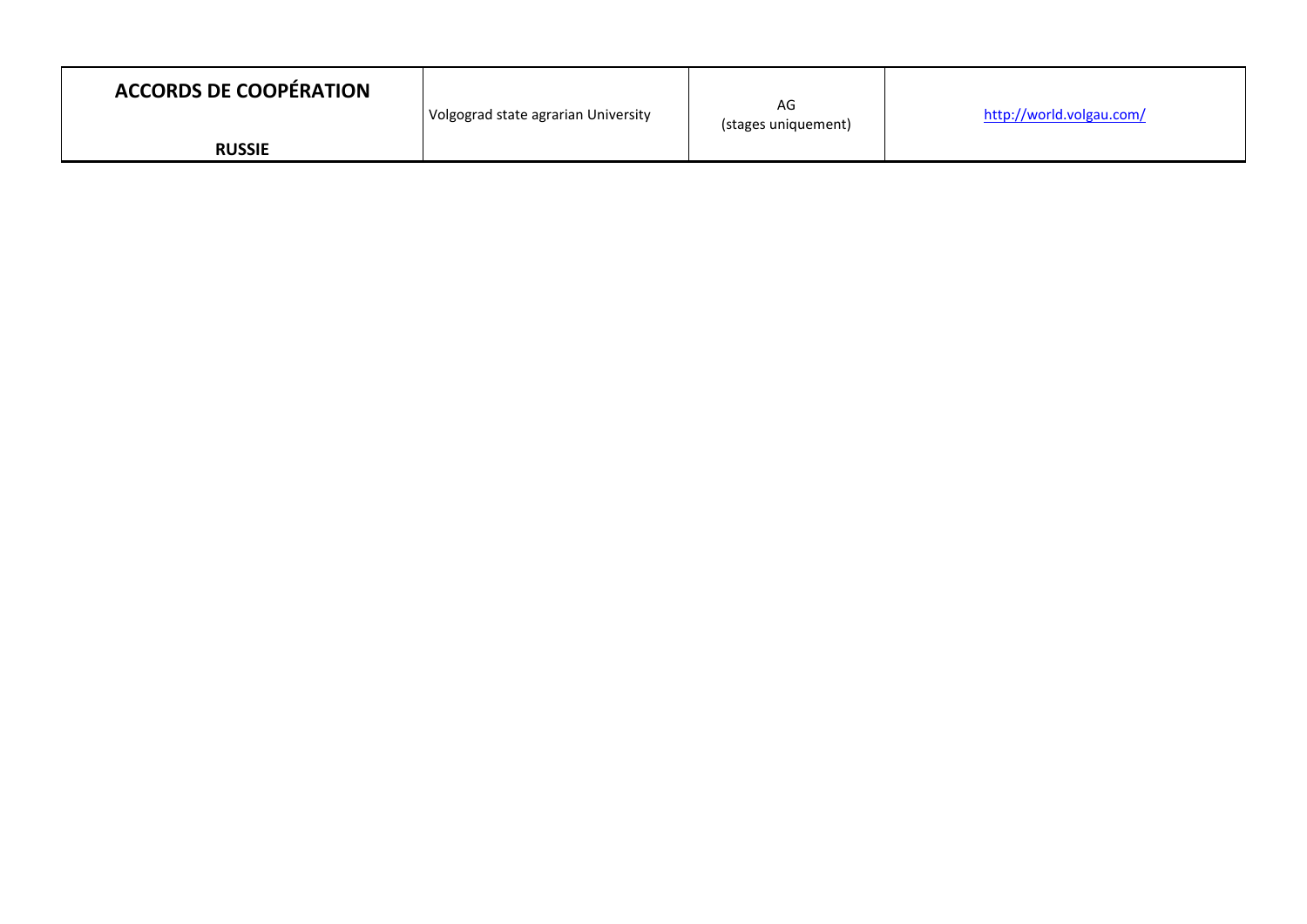| | | | |
|---|---|---|---|
| **ACCORDS DE COOPÉRATION** **RUSSIE** | Volgograd state agrarian University | AG (stages uniquement) | http://world.volgau.com/ |